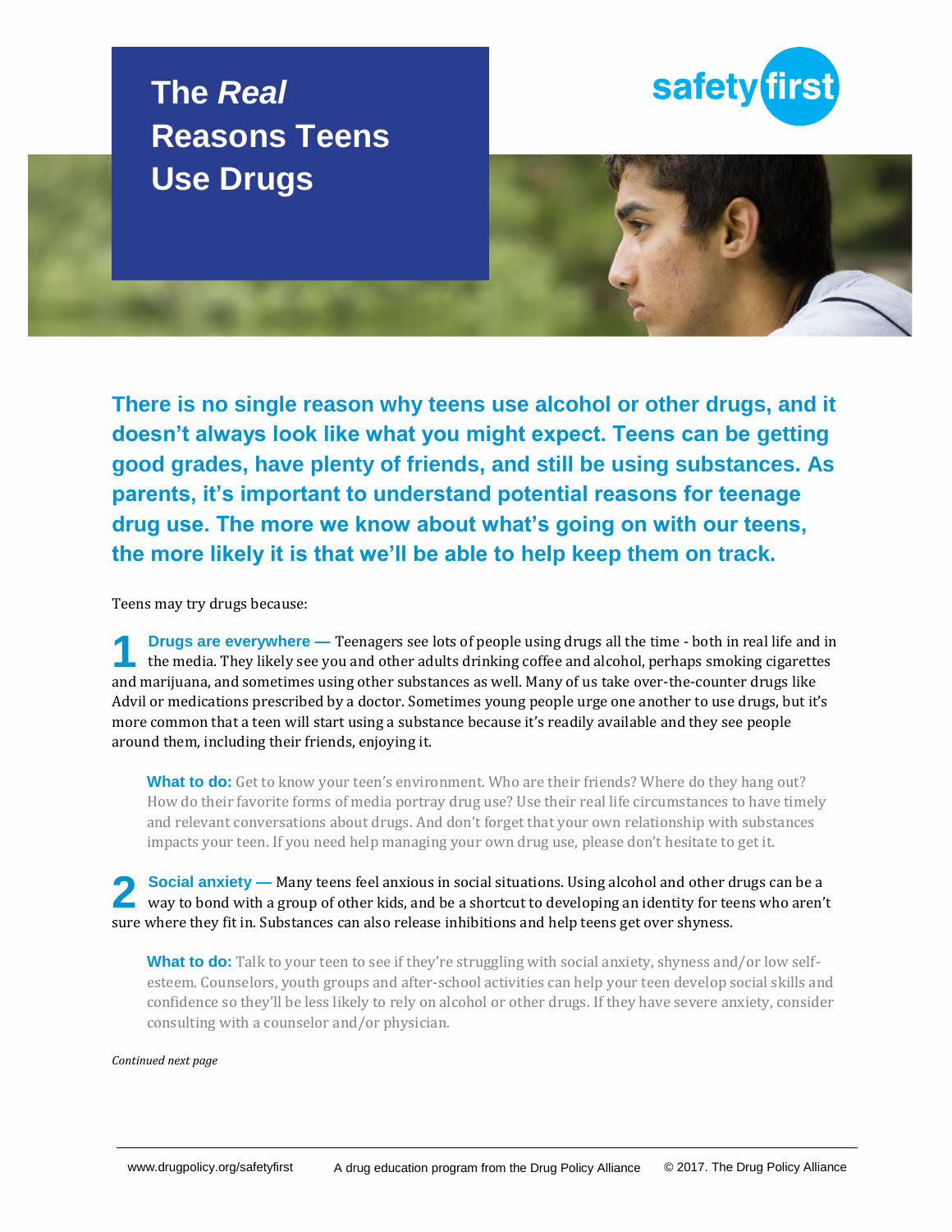# The *Real* Reasons Teens Use Drugs

safety first

**There is no single reason why teens use alcohol or other drugs, and it doesn't always look like what you might expect. Teens can be getting good grades, have plenty of friends, and still be using substances. As parents, it's important to understand potential reasons for teenage drug use. The more we know about what's going on with our teens, the more likely it is that we'll be able to help keep them on track.**

Teens may try drugs because:

**1 Drugs are everywhere —** Teenagers see lots of people using drugs all the time - both in real life and in the media. They likely see you and other adults drinking coffee and alcohol, perhaps smoking cigarettes and marijuana, and sometimes using other substances as well. Many of us take over-the-counter drugs like Advil or medications prescribed by a doctor. Sometimes young people urge one another to use drugs, but it's more common that a teen will start using a substance because it's readily available and they see people around them, including their friends, enjoying it.

> **What to do:** Get to know your teen's environment. Who are their friends? Where do they hang out? How do their favorite forms of media portray drug use? Use their real life circumstances to have timely and relevant conversations about drugs. And don't forget that your own relationship with substances impacts your teen. If you need help managing your own drug use, please don't hesitate to get it.

**2 Social anxiety —** Many teens feel anxious in social situations. Using alcohol and other drugs can be a way to bond with a group of other kids, and be a shortcut to developing an identity for teens who aren't sure where they fit in. Substances can also release inhibitions and help teens get over shyness.

> **What to do:** Talk to your teen to see if they're struggling with social anxiety, shyness and/or low self-esteem. Counselors, youth groups and after-school activities can help your teen develop social skills and confidence so they'll be less likely to rely on alcohol or other drugs. If they have severe anxiety, consider consulting with a counselor and/or physician.

*Continued next page*

www.drugpolicy.org/safetyfirst    A drug education program from the Drug Policy Alliance    © 2017. The Drug Policy Alliance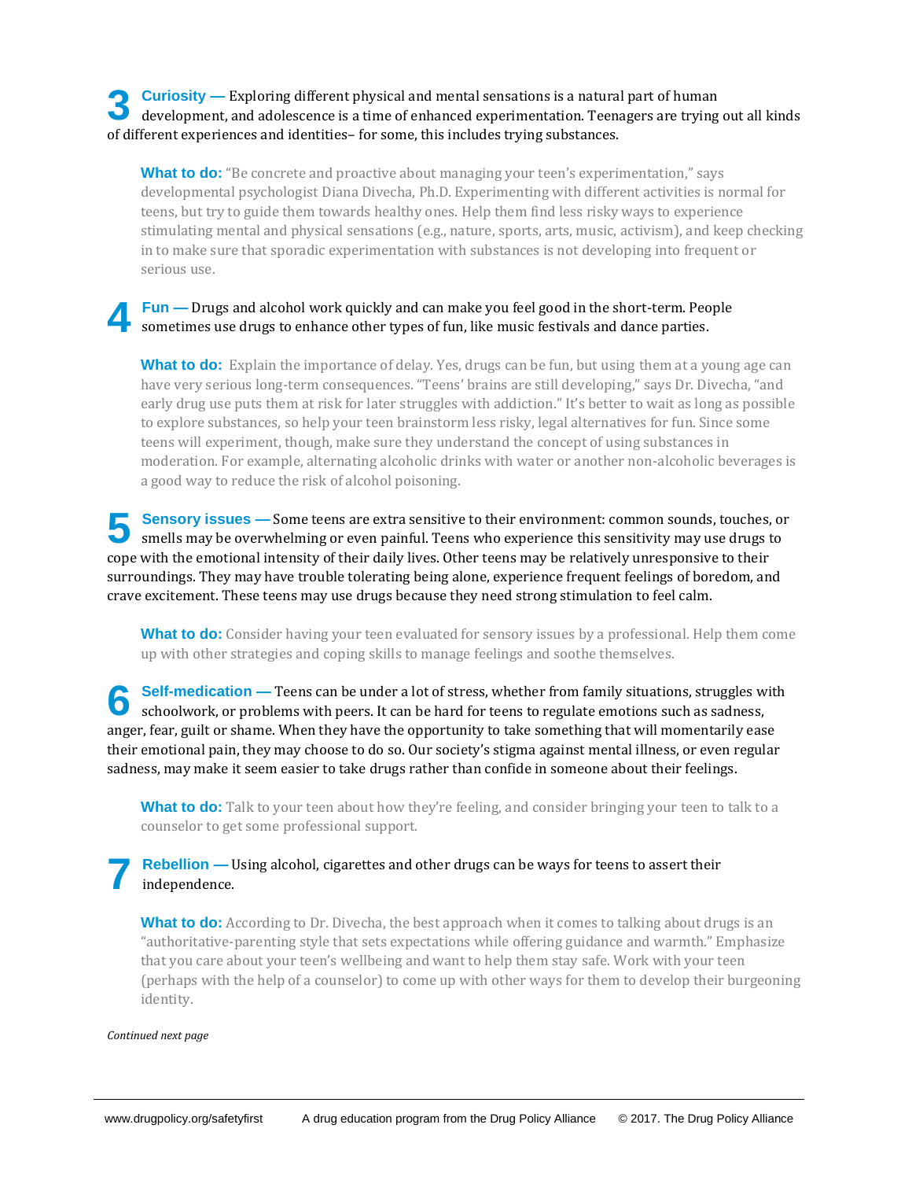**3 Curiosity —** Exploring different physical and mental sensations is a natural part of human development, and adolescence is a time of enhanced experimentation. Teenagers are trying out all kinds of different experiences and identities– for some, this includes trying substances.

**What to do:** "Be concrete and proactive about managing your teen's experimentation," says developmental psychologist Diana Divecha, Ph.D. Experimenting with different activities is normal for teens, but try to guide them towards healthy ones. Help them find less risky ways to experience stimulating mental and physical sensations (e.g., nature, sports, arts, music, activism), and keep checking in to make sure that sporadic experimentation with substances is not developing into frequent or serious use.

**4 Fun —** Drugs and alcohol work quickly and can make you feel good in the short-term. People sometimes use drugs to enhance other types of fun, like music festivals and dance parties.

**What to do:** Explain the importance of delay. Yes, drugs can be fun, but using them at a young age can have very serious long-term consequences. "Teens' brains are still developing," says Dr. Divecha, "and early drug use puts them at risk for later struggles with addiction." It's better to wait as long as possible to explore substances, so help your teen brainstorm less risky, legal alternatives for fun. Since some teens will experiment, though, make sure they understand the concept of using substances in moderation. For example, alternating alcoholic drinks with water or another non-alcoholic beverages is a good way to reduce the risk of alcohol poisoning.

**5 Sensory issues —** Some teens are extra sensitive to their environment: common sounds, touches, or smells may be overwhelming or even painful. Teens who experience this sensitivity may use drugs to cope with the emotional intensity of their daily lives. Other teens may be relatively unresponsive to their surroundings. They may have trouble tolerating being alone, experience frequent feelings of boredom, and crave excitement. These teens may use drugs because they need strong stimulation to feel calm.

**What to do:** Consider having your teen evaluated for sensory issues by a professional. Help them come up with other strategies and coping skills to manage feelings and soothe themselves.

**6 Self-medication —** Teens can be under a lot of stress, whether from family situations, struggles with schoolwork, or problems with peers. It can be hard for teens to regulate emotions such as sadness, anger, fear, guilt or shame. When they have the opportunity to take something that will momentarily ease their emotional pain, they may choose to do so. Our society's stigma against mental illness, or even regular sadness, may make it seem easier to take drugs rather than confide in someone about their feelings.

**What to do:** Talk to your teen about how they're feeling, and consider bringing your teen to talk to a counselor to get some professional support.

**7 Rebellion —** Using alcohol, cigarettes and other drugs can be ways for teens to assert their independence.

**What to do:** According to Dr. Divecha, the best approach when it comes to talking about drugs is an "authoritative-parenting style that sets expectations while offering guidance and warmth." Emphasize that you care about your teen's wellbeing and want to help them stay safe. Work with your teen (perhaps with the help of a counselor) to come up with other ways for them to develop their burgeoning identity.

*Continued next page*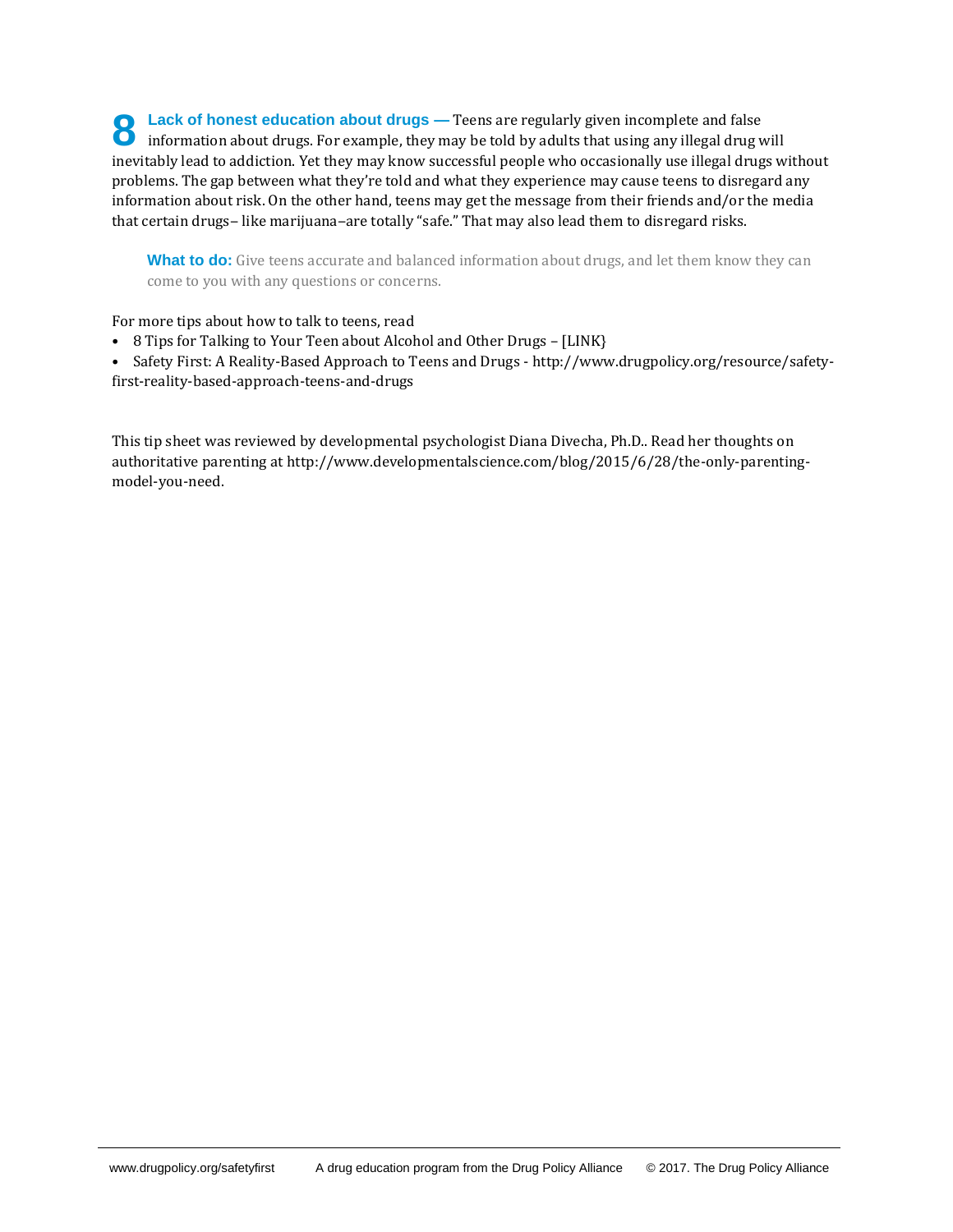**8 Lack of honest education about drugs —** Teens are regularly given incomplete and false information about drugs. For example, they may be told by adults that using any illegal drug will inevitably lead to addiction. Yet they may know successful people who occasionally use illegal drugs without problems. The gap between what they're told and what they experience may cause teens to disregard any information about risk. On the other hand, teens may get the message from their friends and/or the media that certain drugs– like marijuana–are totally "safe." That may also lead them to disregard risks.

> **What to do:** Give teens accurate and balanced information about drugs, and let them know they can come to you with any questions or concerns.

For more tips about how to talk to teens, read

- 8 Tips for Talking to Your Teen about Alcohol and Other Drugs – [LINK}
- Safety First: A Reality-Based Approach to Teens and Drugs - http://www.drugpolicy.org/resource/safety-first-reality-based-approach-teens-and-drugs

This tip sheet was reviewed by developmental psychologist Diana Divecha, Ph.D.. Read her thoughts on authoritative parenting at http://www.developmentalscience.com/blog/2015/6/28/the-only-parenting-model-you-need.